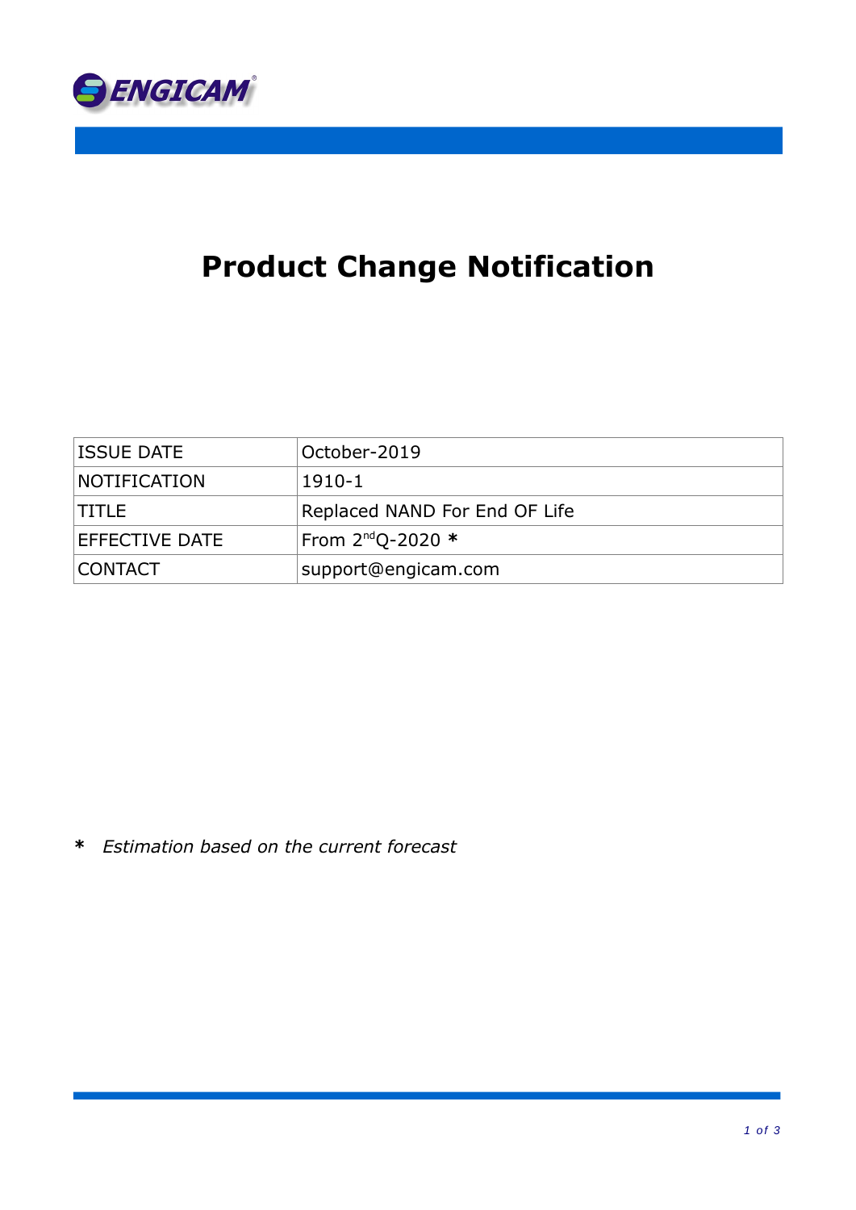# Product Change Notification

| ISSUE DATE | October-2019 |
|---|---|
| NOTIFICATION | 1910-1 |
| TITLE | Replaced NAND For End OF Life |
| EFFECTIVE DATE | From $2^{nd}$Q-2020 **\*** |
| CONTACT | support@engicam.com |

**\*** *Estimation based on the current forecast*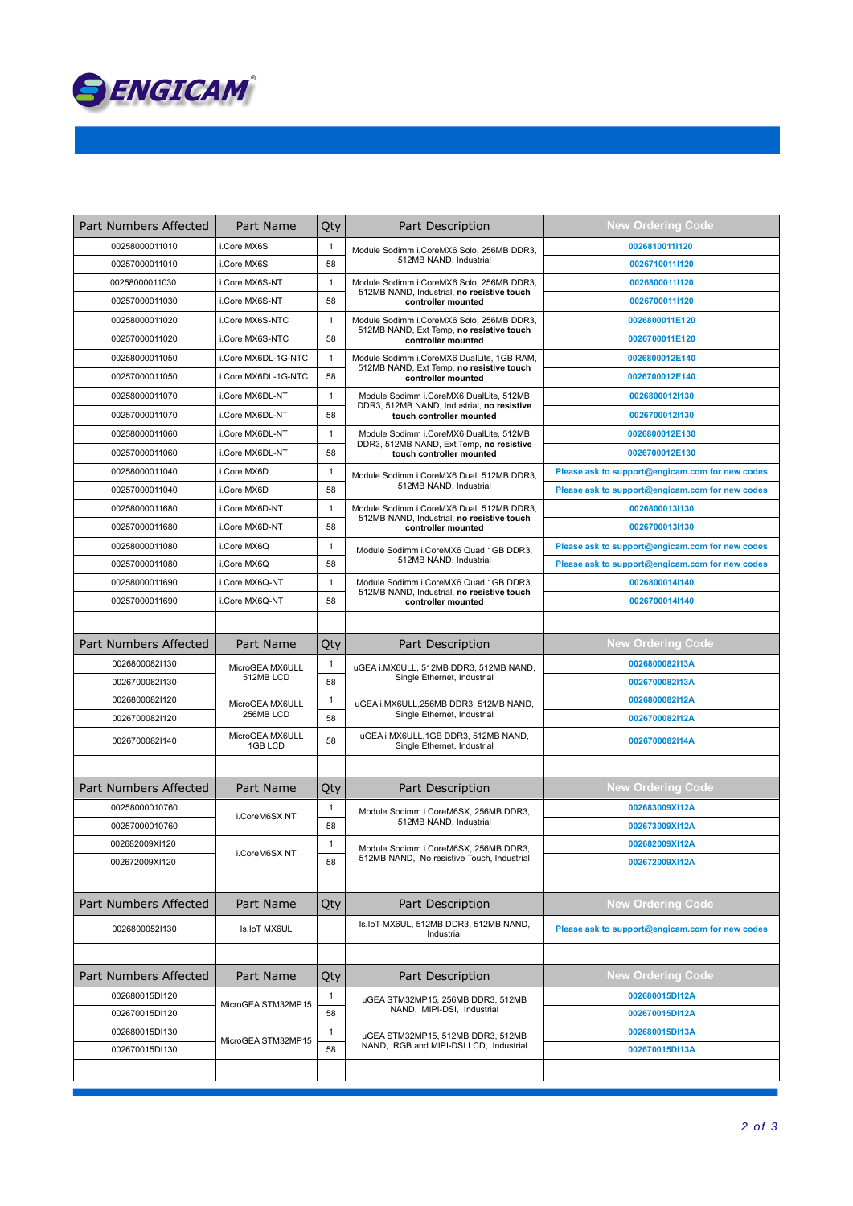| Part Numbers Affected | Part Name | Qty | Part Description | New Ordering Code |
|---|---|---|---|---|
| 00258000011010 | i.Core MX6S | 1 | Module Sodimm i.CoreMX6 Solo, 256MB DDR3, 512MB NAND, Industrial | 00268100011I120 |
| 00257000011010 | i.Core MX6S | 58 | | 00267100011I120 |
| 00258000011030 | i.Core MX6S-NT | 1 | Module Sodimm i.CoreMX6 Solo, 256MB DDR3, 512MB NAND, Industrial, **no resistive touch controller mounted** | 00268000011I120 |
| 00257000011030 | i.Core MX6S-NT | 58 | | 00267000011I120 |
| 00258000011020 | i.Core MX6S-NTC | 1 | Module Sodimm i.CoreMX6 Solo, 256MB DDR3, 512MB NAND, Ext Temp, **no resistive touch controller mounted** | 00268000011E120 |
| 00257000011020 | i.Core MX6S-NTC | 58 | | 00267000011E120 |
| 00258000011050 | i.Core MX6DL-1G-NTC | 1 | Module Sodimm i.CoreMX6 DualLite, 1GB RAM, 512MB NAND, Ext Temp, **no resistive touch controller mounted** | 00268000012E140 |
| 00257000011050 | i.Core MX6DL-1G-NTC | 58 | | 00267000012E140 |
| 00258000011070 | i.Core MX6DL-NT | 1 | Module Sodimm i.CoreMX6 DualLite, 512MB DDR3, 512MB NAND, Industrial, **no resistive touch controller mounted** | 00268000012I130 |
| 00257000011070 | i.Core MX6DL-NT | 58 | | 00267000012I130 |
| 00258000011060 | i.Core MX6DL-NT | 1 | Module Sodimm i.CoreMX6 DualLite, 512MB DDR3, 512MB NAND, Ext Temp, **no resistive touch controller mounted** | 00268000012E130 |
| 00257000011060 | i.Core MX6DL-NT | 58 | | 00267000012E130 |
| 00258000011040 | i.Core MX6D | 1 | Module Sodimm i.CoreMX6 Dual, 512MB DDR3, 512MB NAND, Industrial | Please ask to support@engicam.com for new codes |
| 00257000011040 | i.Core MX6D | 58 | | Please ask to support@engicam.com for new codes |
| 00258000011680 | i.Core MX6D-NT | 1 | Module Sodimm i.CoreMX6 Dual, 512MB DDR3, 512MB NAND, Industrial, **no resistive touch controller mounted** | 00268000013I130 |
| 00257000011680 | i.Core MX6D-NT | 58 | | 00267000013I130 |
| 00258000011080 | i.Core MX6Q | 1 | Module Sodimm i.CoreMX6 Quad,1GB DDR3, 512MB NAND, Industrial | Please ask to support@engicam.com for new codes |
| 00257000011080 | i.Core MX6Q | 58 | | Please ask to support@engicam.com for new codes |
| 00258000011690 | i.Core MX6Q-NT | 1 | Module Sodimm i.CoreMX6 Quad,1GB DDR3, 512MB NAND, Industrial, **no resistive touch controller mounted** | 00268000014I140 |
| 00257000011690 | i.Core MX6Q-NT | 58 | | 00267000014I140 |

| Part Numbers Affected | Part Name | Qty | Part Description | New Ordering Code |
|---|---|---|---|---|
| 0026800082I130 | MicroGEA MX6ULL 512MB LCD | 1 | uGEA i.MX6ULL, 512MB DDR3, 512MB NAND, Single Ethernet, Industrial | 0026800082I13A |
| 0026700082I130 | | 58 | | 0026700082I13A |
| 0026800082I120 | MicroGEA MX6ULL 256MB LCD | 1 | uGEA i.MX6ULL,256MB DDR3, 512MB NAND, Single Ethernet, Industrial | 0026800082I12A |
| 0026700082I120 | | 58 | | 0026700082I12A |
| 0026700082I140 | MicroGEA MX6ULL 1GB LCD | 58 | uGEA i.MX6ULL,1GB DDR3, 512MB NAND, Single Ethernet, Industrial | 0026700082I14A |

| Part Numbers Affected | Part Name | Qty | Part Description | New Ordering Code |
|---|---|---|---|---|
| 00258000010760 | i.CoreM6SX NT | 1 | Module Sodimm i.CoreM6SX, 256MB DDR3, 512MB NAND, Industrial | 002683009XI12A |
| 00257000010760 | | 58 | | 002673009XI12A |
| 002682009XI120 | i.CoreM6SX NT | 1 | Module Sodimm i.CoreM6SX, 256MB DDR3, 512MB NAND, No resistive Touch, Industrial | 002682009XI12A |
| 002672009XI120 | | 58 | | 002672009XI12A |

| Part Numbers Affected | Part Name | Qty | Part Description | New Ordering Code |
|---|---|---|---|---|
| 0026800052I130 | Is.IoT MX6UL | | Is.IoT MX6UL, 512MB DDR3, 512MB NAND, Industrial | Please ask to support@engicam.com for new codes |

| Part Numbers Affected | Part Name | Qty | Part Description | New Ordering Code |
|---|---|---|---|---|
| 002680015DI120 | MicroGEA STM32MP15 | 1 | uGEA STM32MP15, 256MB DDR3, 512MB NAND, MIPI-DSI, Industrial | 002680015DI12A |
| 002670015DI120 | | 58 | | 002670015DI12A |
| 002680015DI130 | MicroGEA STM32MP15 | 1 | uGEA STM32MP15, 512MB DDR3, 512MB NAND, RGB and MIPI-DSI LCD, Industrial | 002680015DI13A |
| 002670015DI130 | | 58 | | 002670015DI13A |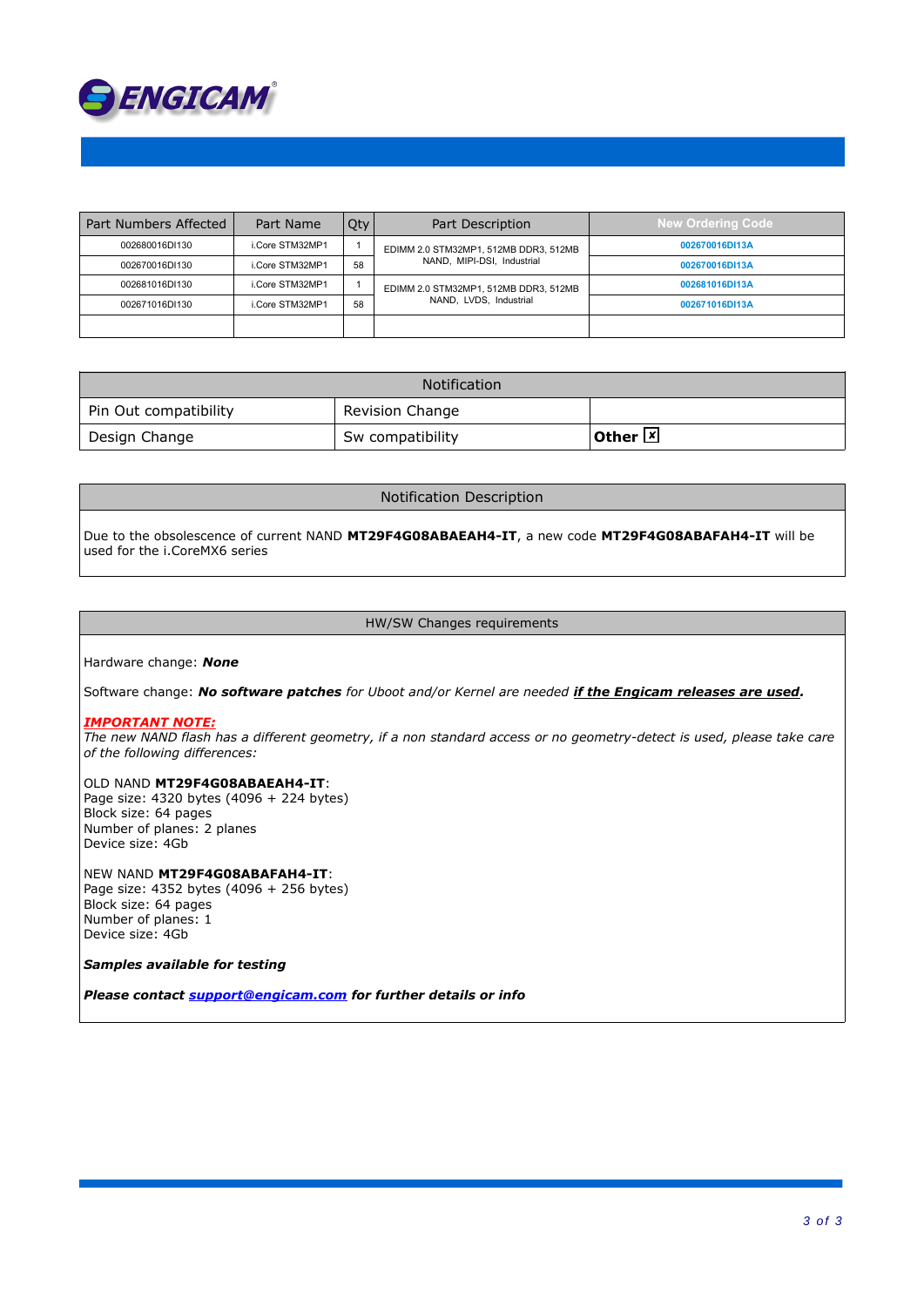| Part Numbers Affected | Part Name | Qty | Part Description | New Ordering Code |
|---|---|---|---|---|
| 002680016DI130 | i.Core STM32MP1 | 1 | EDIMM 2.0 STM32MP1, 512MB DDR3, 512MB NAND, MIPI-DSI, Industrial | 002670016DI13A |
| 002670016DI130 | i.Core STM32MP1 | 58 | | 002670016DI13A |
| 002681016DI130 | i.Core STM32MP1 | 1 | EDIMM 2.0 STM32MP1, 512MB DDR3, 512MB NAND, LVDS, Industrial | 002681016DI13A |
| 002671016DI130 | i.Core STM32MP1 | 58 | | 002671016DI13A |
| | | | | |

| Notification | | |
|---|---|---|
| Pin Out compatibility | Revision Change | |
| Design Change | Sw compatibility | **Other** ☒ |

| Notification Description |
|---|
| Due to the obsolescence of current NAND **MT29F4G08ABAEAH4-IT**, a new code **MT29F4G08ABAFAH4-IT** will be used for the i.CoreMX6 series |

## HW/SW Changes requirements

Hardware change: ***None***

Software change: ***No software patches*** *for Uboot and/or Kernel are needed* ***if the Engicam releases are used.***

***IMPORTANT NOTE:***
*The new NAND flash has a different geometry, if a non standard access or no geometry-detect is used, please take care of the following differences:*

OLD NAND **MT29F4G08ABAEAH4-IT**:
Page size: 4320 bytes (4096 + 224 bytes)
Block size: 64 pages
Number of planes: 2 planes
Device size: 4Gb

NEW NAND **MT29F4G08ABAFAH4-IT**:
Page size: 4352 bytes (4096 + 256 bytes)
Block size: 64 pages
Number of planes: 1
Device size: 4Gb

***Samples available for testing***

***Please contact support@engicam.com for further details or info***